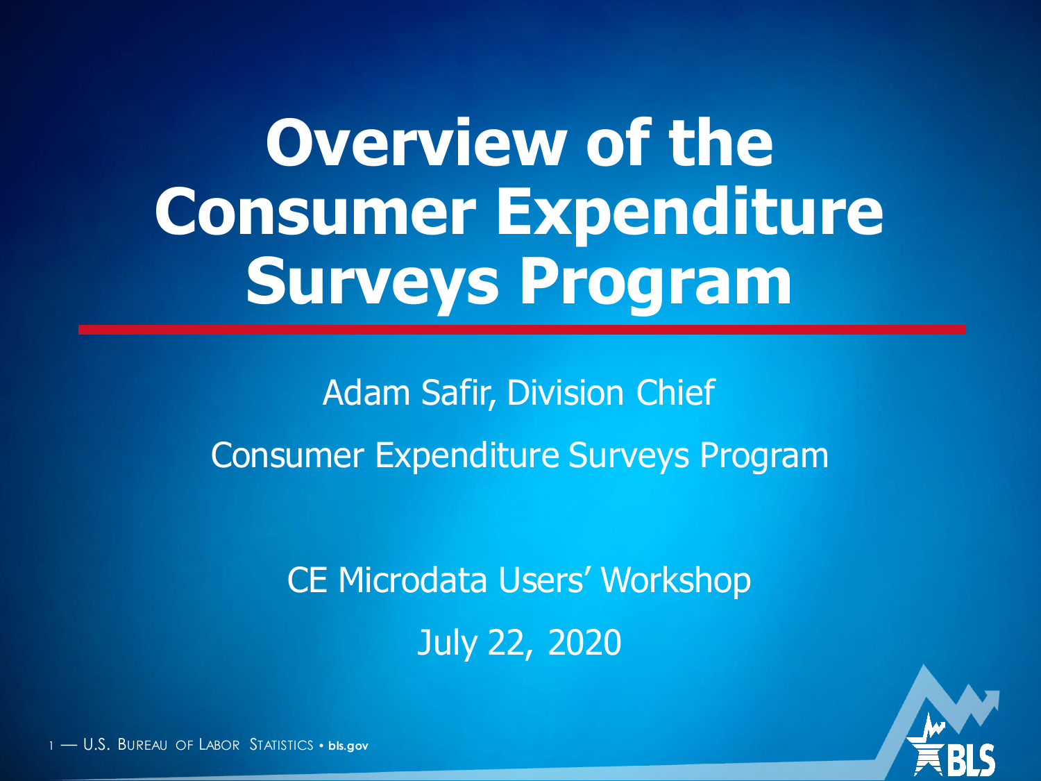# Overview of the Consumer Expenditure Surveys Program

Adam Safir, Division Chief

Consumer Expenditure Surveys Program

CE Microdata Users' Workshop

July 22, 2020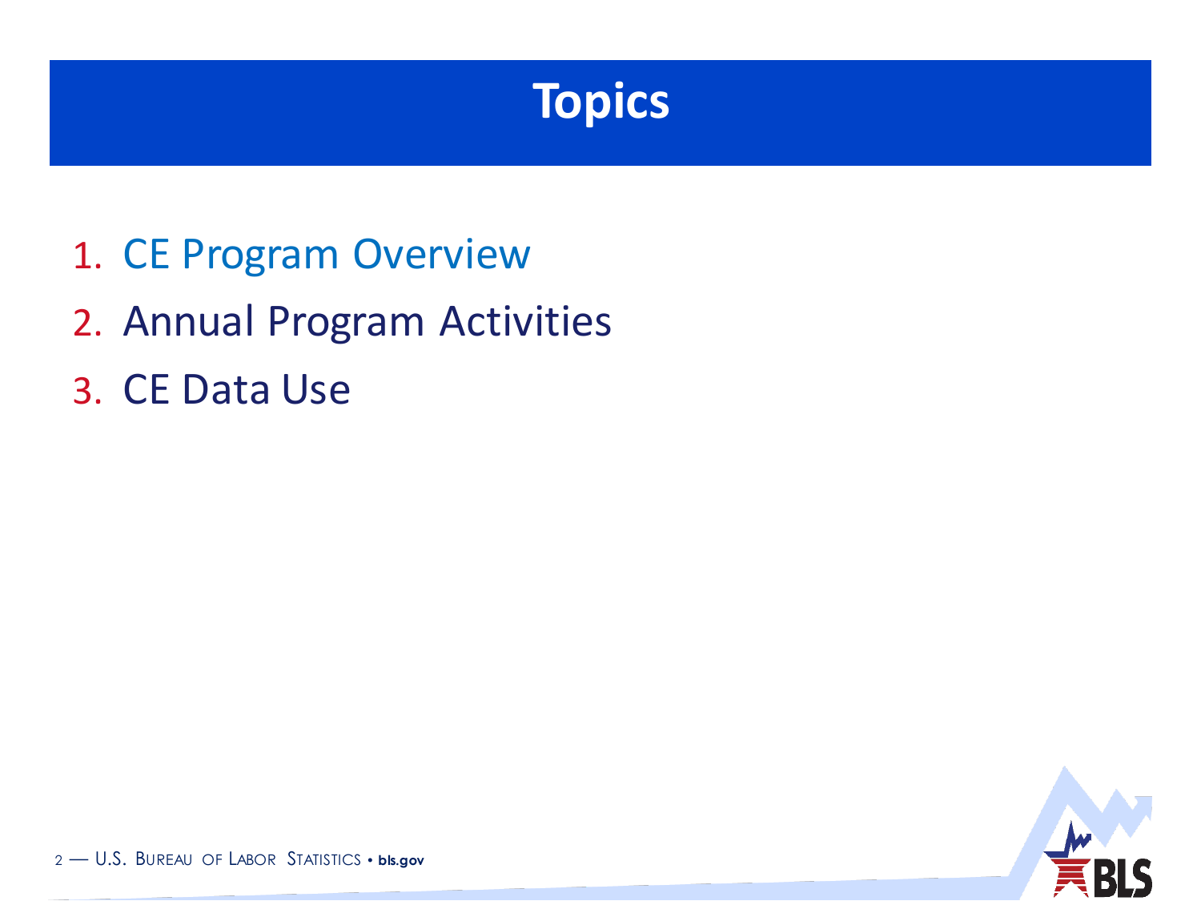# Topics

1. CE Program Overview
2. Annual Program Activities
3. CE Data Use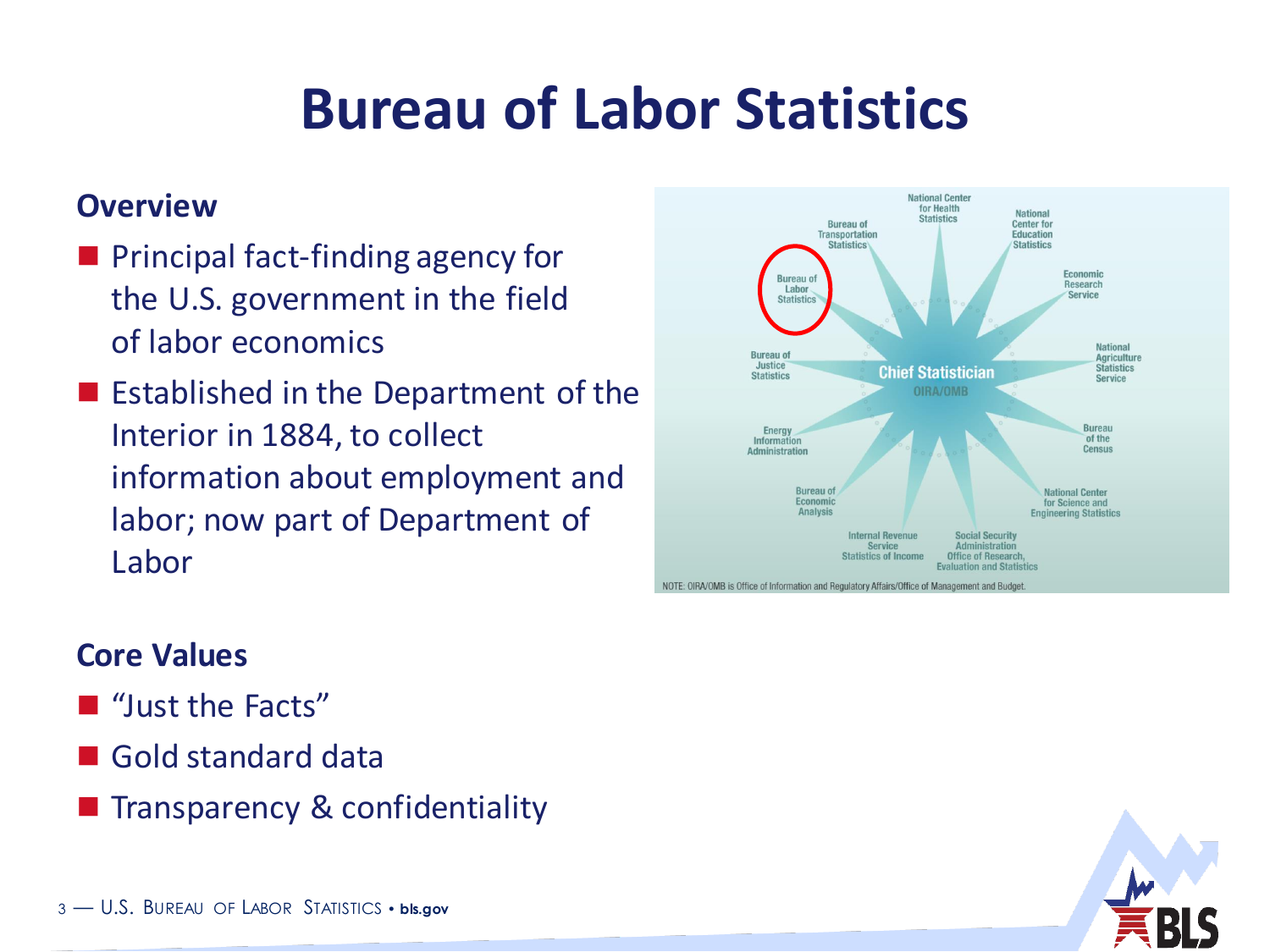# Bureau of Labor Statistics

**Overview**

- Principal fact-finding agency for the U.S. government in the field of labor economics
- Established in the Department of the Interior in 1884, to collect information about employment and labor; now part of Department of Labor

Chief Statistician
OIRA/OMB

National Center for Health Statistics
National Center for Education Statistics
Economic Research Service
National Agriculture Statistics Service
Bureau of the Census
National Center for Science and Engineering Statistics
Social Security Administration Office of Research, Evaluation and Statistics
Internal Revenue Service Statistics of Income
Bureau of Economic Analysis
Energy Information Administration
Bureau of Justice Statistics
Bureau of Labor Statistics
Bureau of Transportation Statistics

NOTE: OIRA/OMB is Office of Information and Regulatory Affairs/Office of Management and Budget.

**Core Values**

- "Just the Facts"
- Gold standard data
- Transparency & confidentiality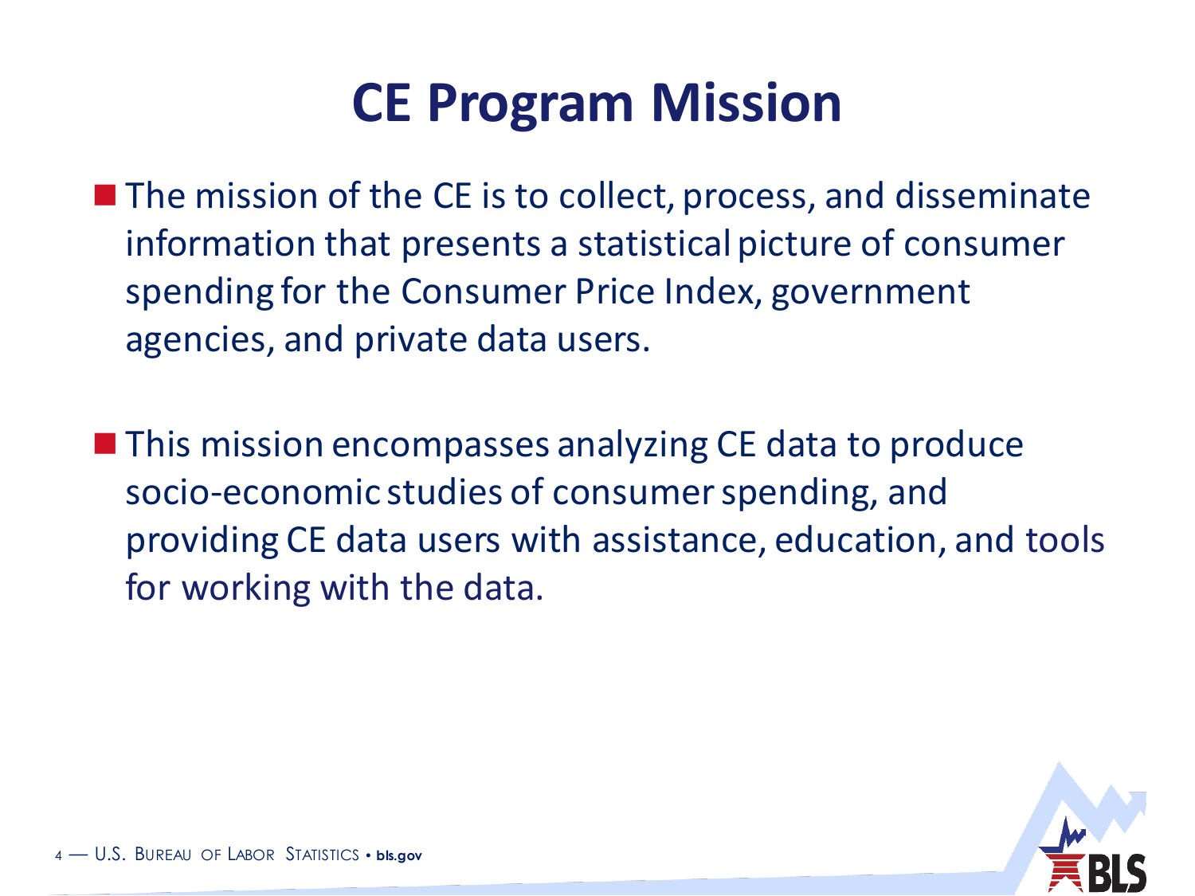# CE Program Mission

- The mission of the CE is to collect, process, and disseminate information that presents a statistical picture of consumer spending for the Consumer Price Index, government agencies, and private data users.

- This mission encompasses analyzing CE data to produce socio-economic studies of consumer spending, and providing CE data users with assistance, education, and tools for working with the data.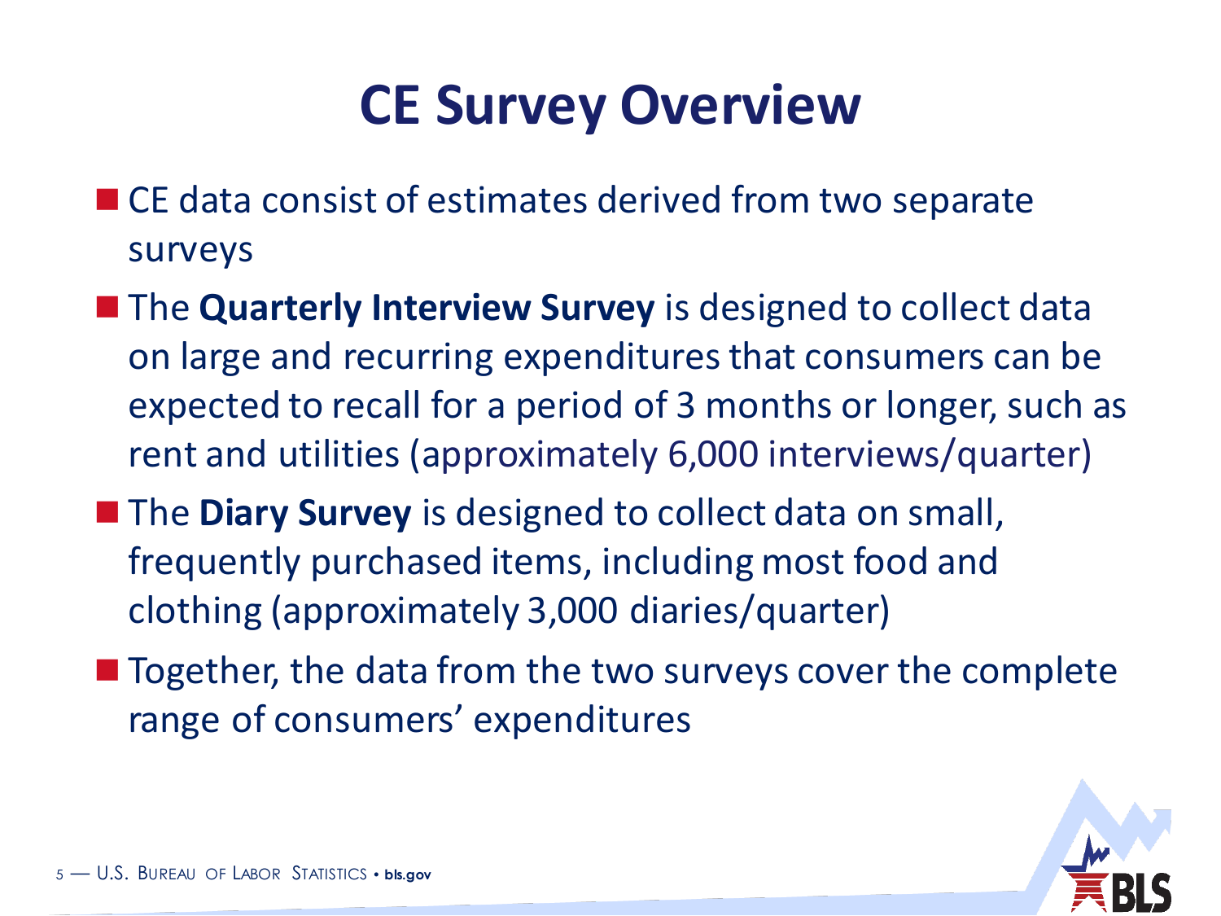# CE Survey Overview

- CE data consist of estimates derived from two separate surveys
- The **Quarterly Interview Survey** is designed to collect data on large and recurring expenditures that consumers can be expected to recall for a period of 3 months or longer, such as rent and utilities (approximately 6,000 interviews/quarter)
- The **Diary Survey** is designed to collect data on small, frequently purchased items, including most food and clothing (approximately 3,000 diaries/quarter)
- Together, the data from the two surveys cover the complete range of consumers' expenditures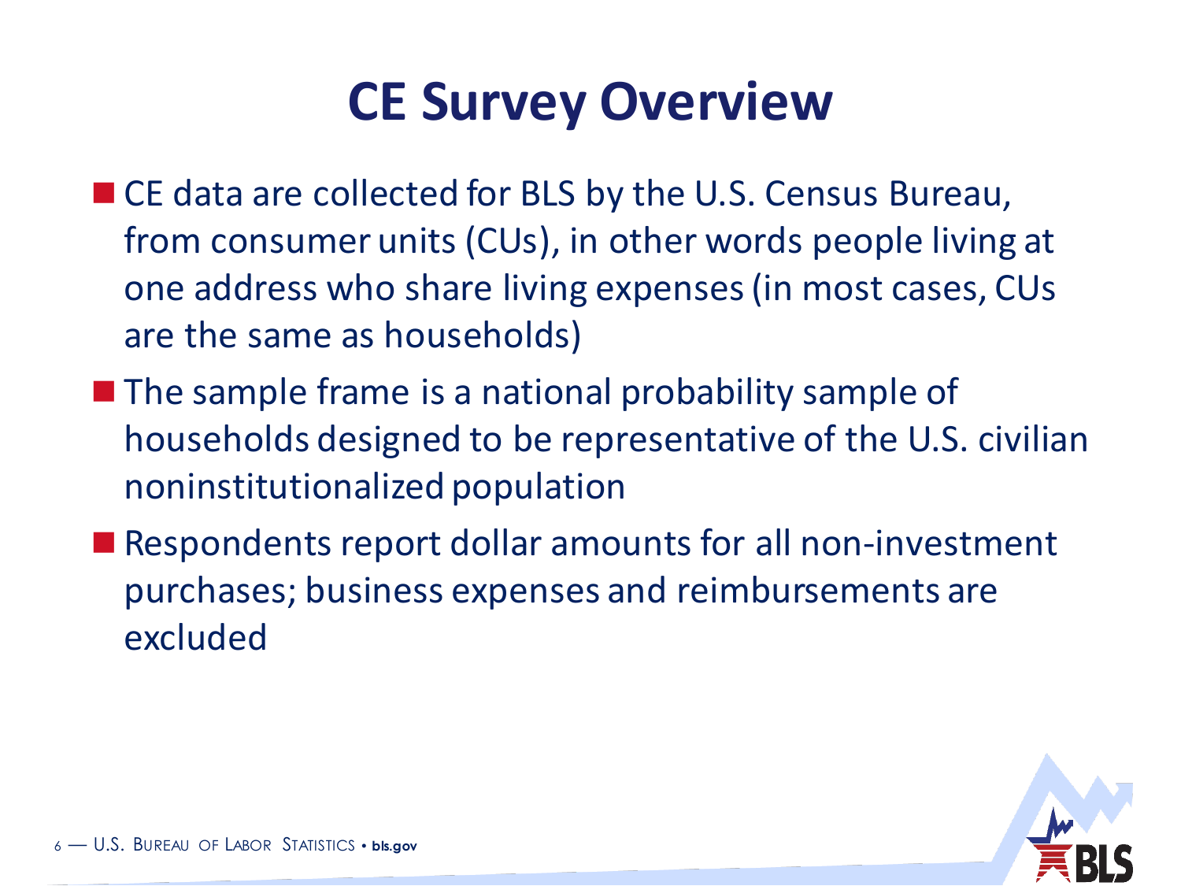# CE Survey Overview

- CE data are collected for BLS by the U.S. Census Bureau, from consumer units (CUs), in other words people living at one address who share living expenses (in most cases, CUs are the same as households)
- The sample frame is a national probability sample of households designed to be representative of the U.S. civilian noninstitutionalized population
- Respondents report dollar amounts for all non-investment purchases; business expenses and reimbursements are excluded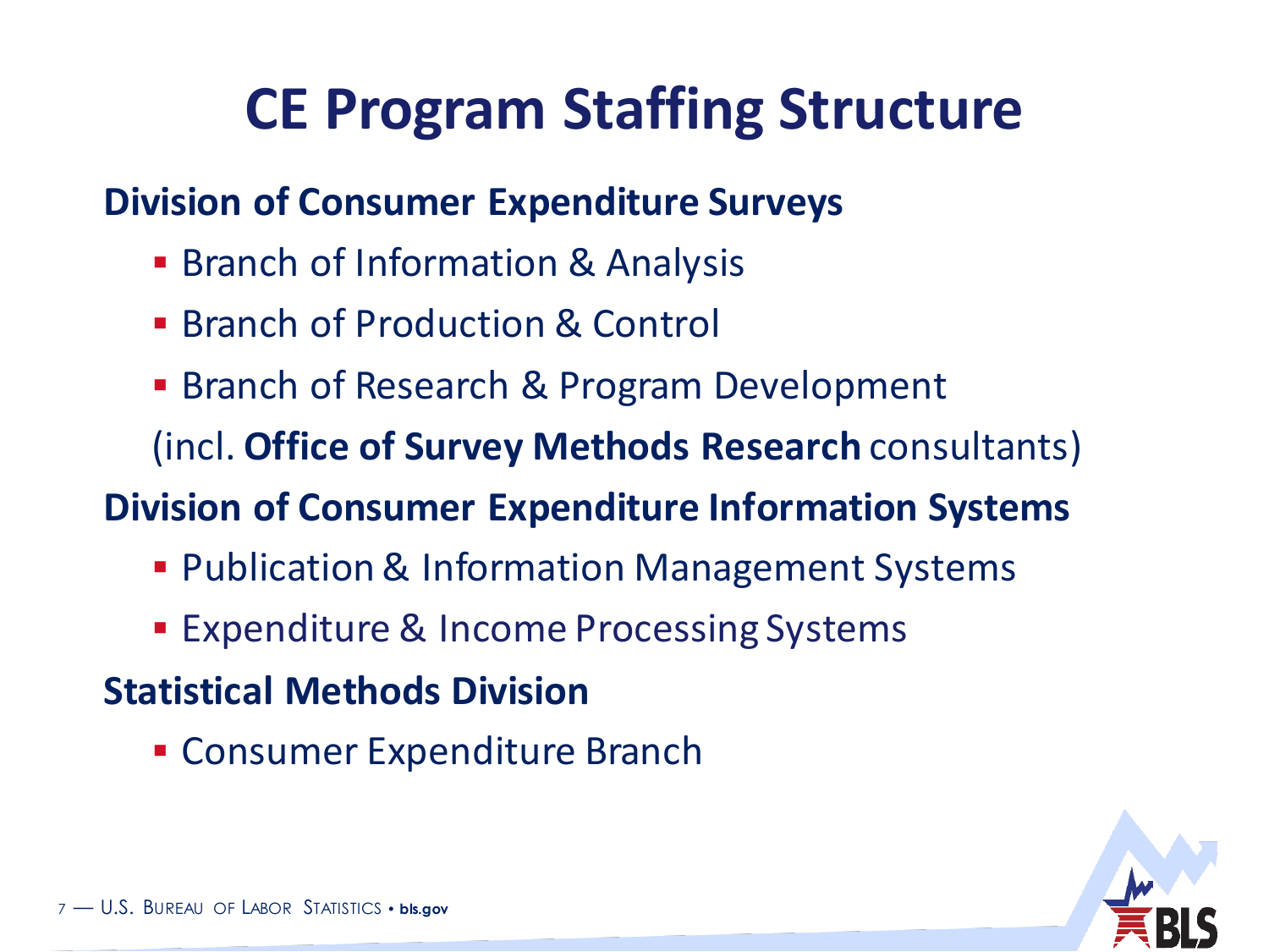# CE Program Staffing Structure

**Division of Consumer Expenditure Surveys**

- Branch of Information & Analysis
- Branch of Production & Control
- Branch of Research & Program Development

(incl. **Office of Survey Methods Research** consultants)

**Division of Consumer Expenditure Information Systems**

- Publication & Information Management Systems
- Expenditure & Income Processing Systems

**Statistical Methods Division**

- Consumer Expenditure Branch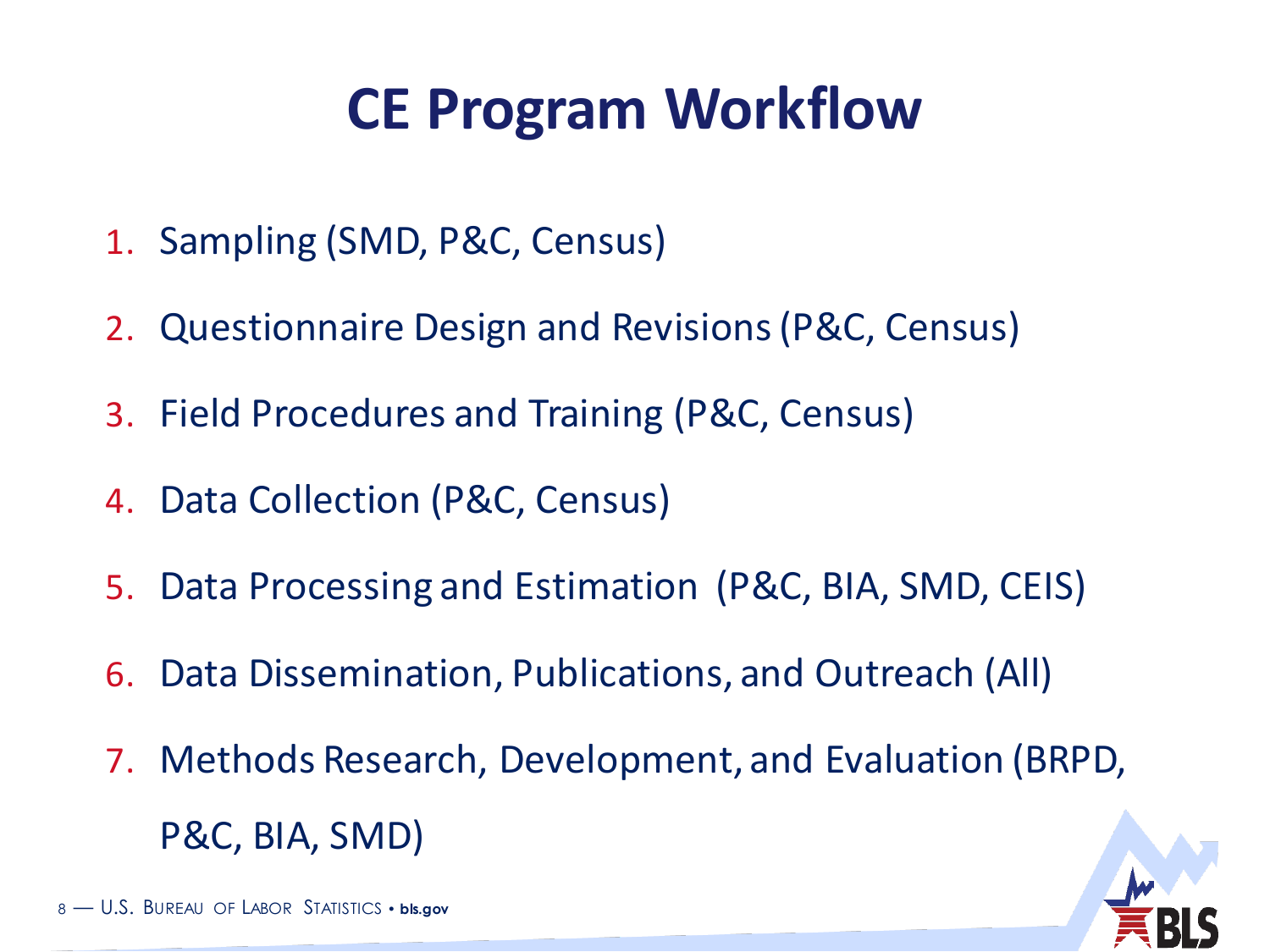# CE Program Workflow

1. Sampling (SMD, P&C, Census)
2. Questionnaire Design and Revisions (P&C, Census)
3. Field Procedures and Training (P&C, Census)
4. Data Collection (P&C, Census)
5. Data Processing and Estimation (P&C, BIA, SMD, CEIS)
6. Data Dissemination, Publications, and Outreach (All)
7. Methods Research, Development, and Evaluation (BRPD, P&C, BIA, SMD)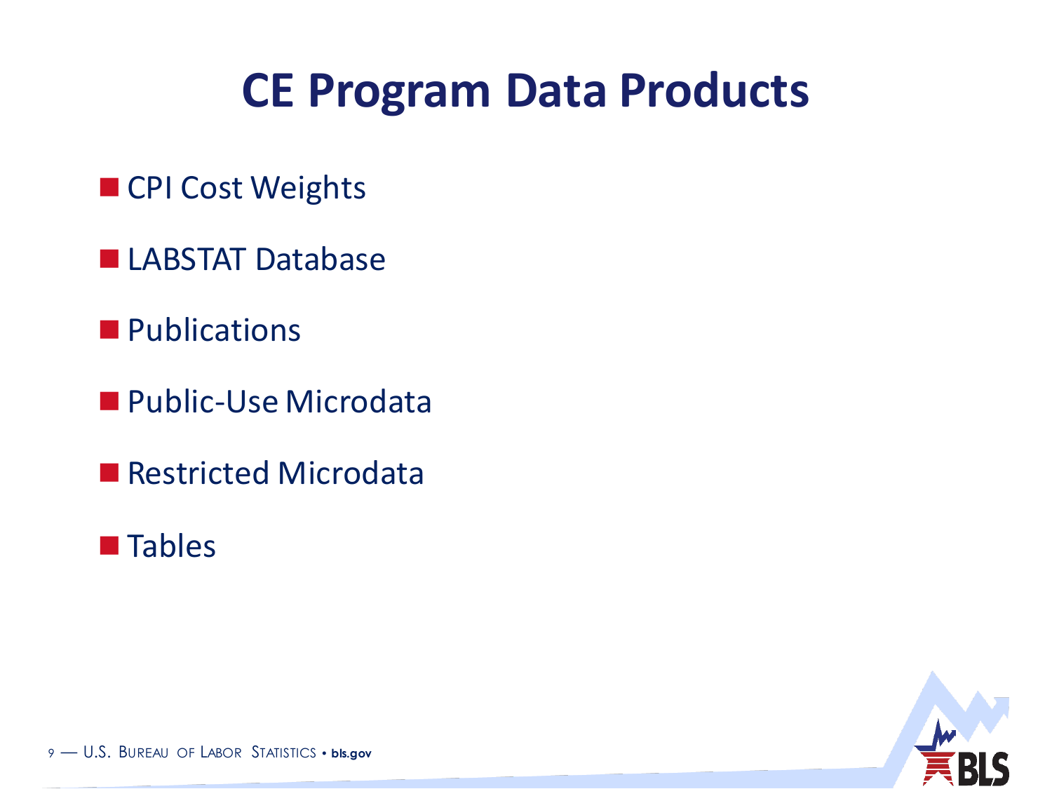# CE Program Data Products

- CPI Cost Weights
- LABSTAT Database
- Publications
- Public-Use Microdata
- Restricted Microdata
- Tables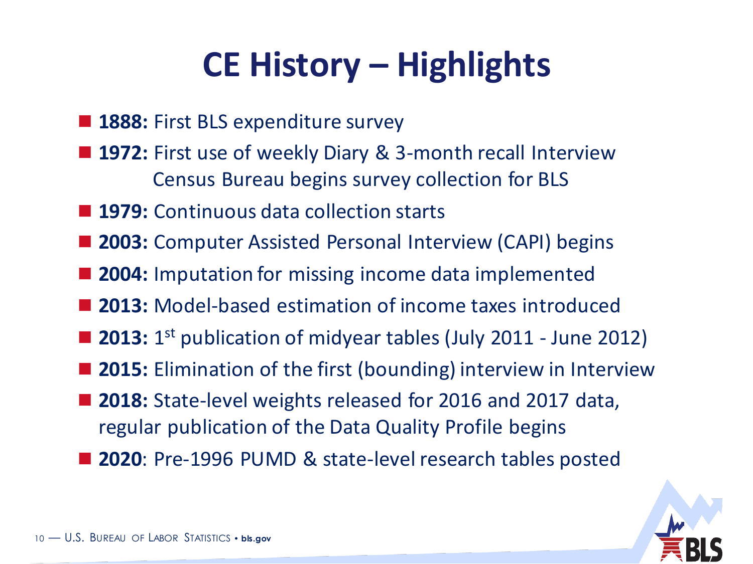# CE History – Highlights

- **1888:** First BLS expenditure survey
- **1972:** First use of weekly Diary & 3-month recall Interview
  Census Bureau begins survey collection for BLS
- **1979:** Continuous data collection starts
- **2003:** Computer Assisted Personal Interview (CAPI) begins
- **2004:** Imputation for missing income data implemented
- **2013:** Model-based estimation of income taxes introduced
- **2013:** 1st publication of midyear tables (July 2011 - June 2012)
- **2015:** Elimination of the first (bounding) interview in Interview
- **2018:** State-level weights released for 2016 and 2017 data, regular publication of the Data Quality Profile begins
- **2020**: Pre-1996 PUMD & state-level research tables posted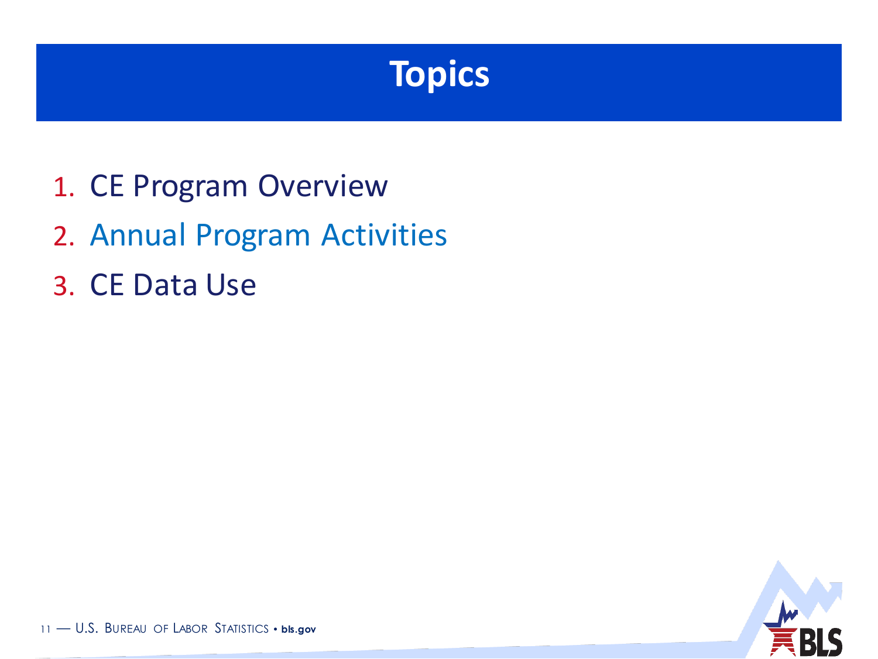# Topics

1. CE Program Overview
2. Annual Program Activities
3. CE Data Use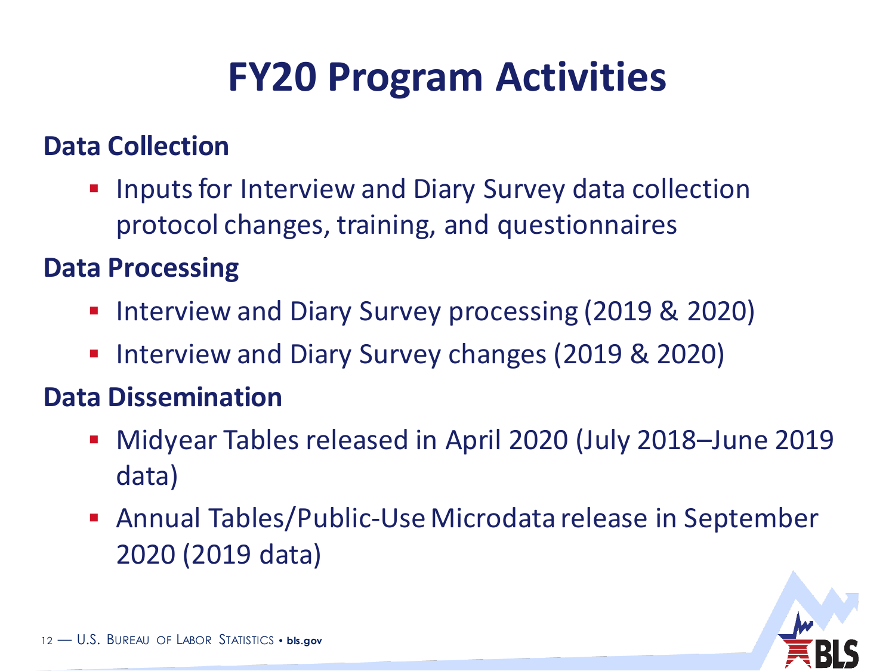# FY20 Program Activities

## Data Collection

- Inputs for Interview and Diary Survey data collection protocol changes, training, and questionnaires

## Data Processing

- Interview and Diary Survey processing (2019 & 2020)
- Interview and Diary Survey changes (2019 & 2020)

## Data Dissemination

- Midyear Tables released in April 2020 (July 2018–June 2019 data)
- Annual Tables/Public-Use Microdata release in September 2020 (2019 data)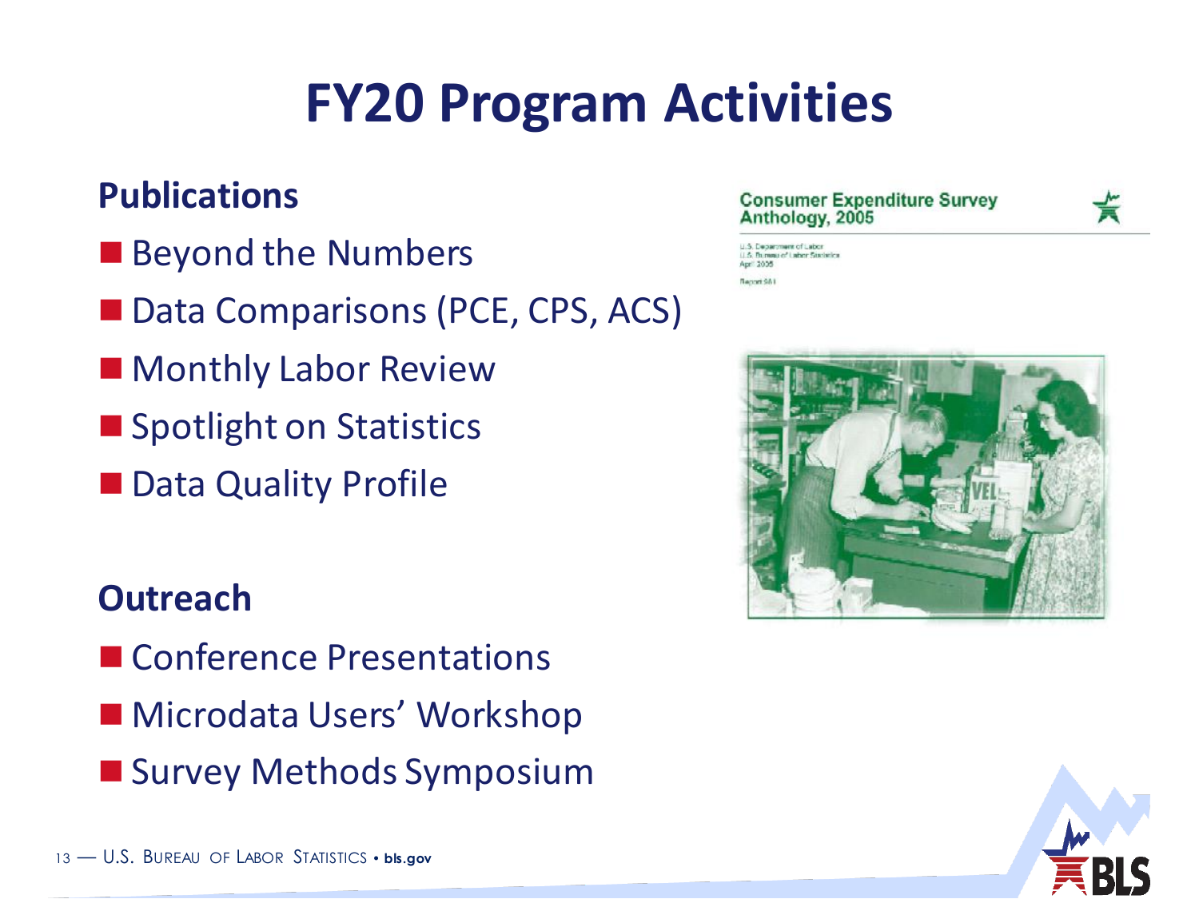# FY20 Program Activities

## Publications

- Beyond the Numbers
- Data Comparisons (PCE, CPS, ACS)
- Monthly Labor Review
- Spotlight on Statistics
- Data Quality Profile

## Outreach

- Conference Presentations
- Microdata Users' Workshop
- Survey Methods Symposium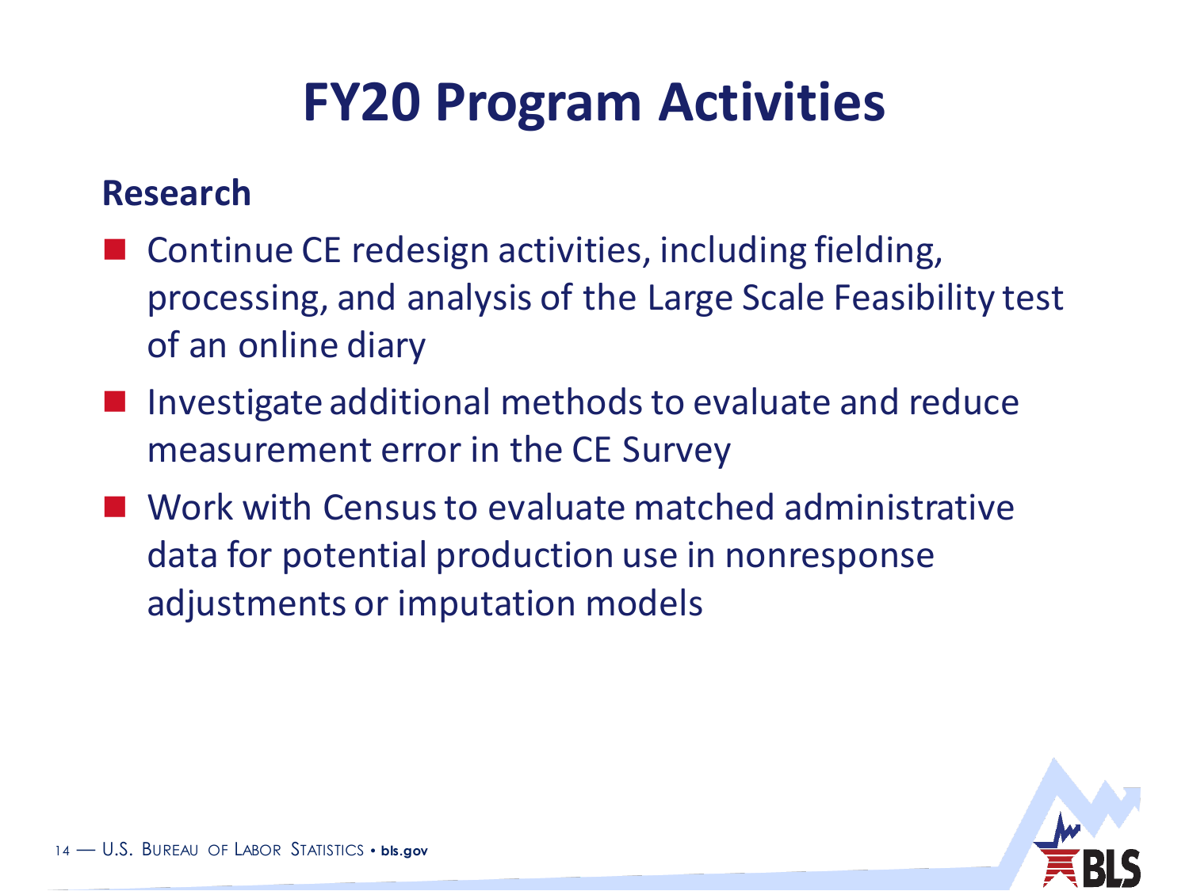# FY20 Program Activities

## Research

- Continue CE redesign activities, including fielding, processing, and analysis of the Large Scale Feasibility test of an online diary
- Investigate additional methods to evaluate and reduce measurement error in the CE Survey
- Work with Census to evaluate matched administrative data for potential production use in nonresponse adjustments or imputation models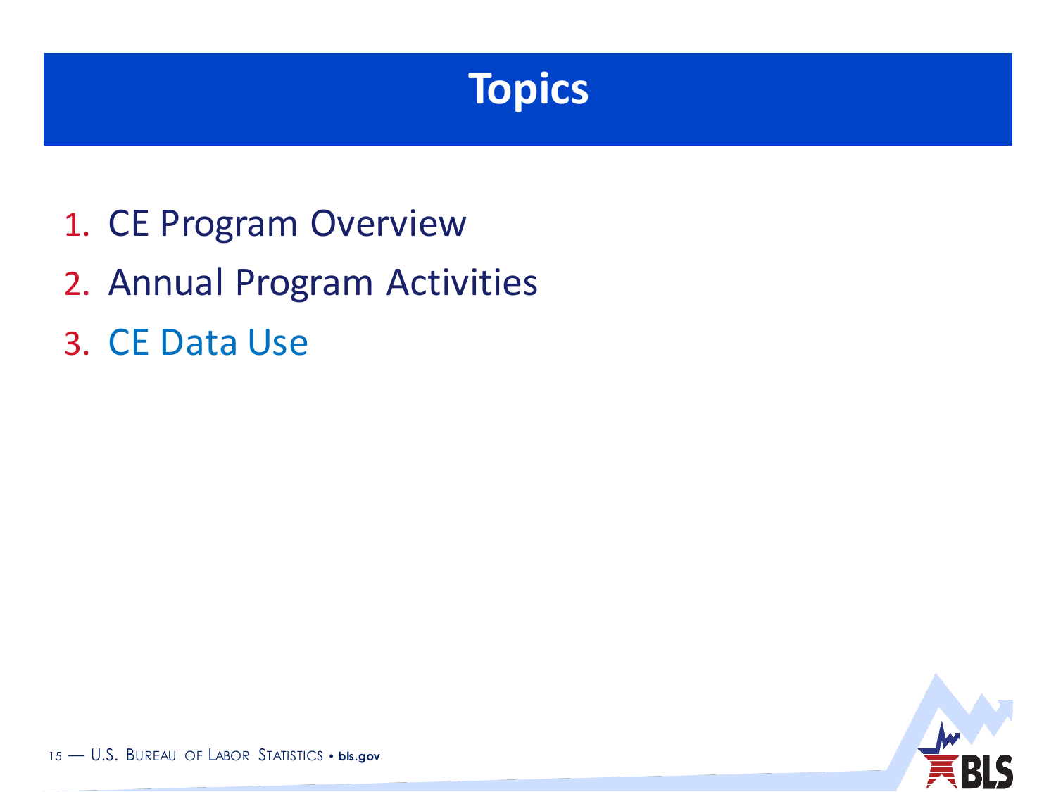# Topics

1. CE Program Overview
2. Annual Program Activities
3. CE Data Use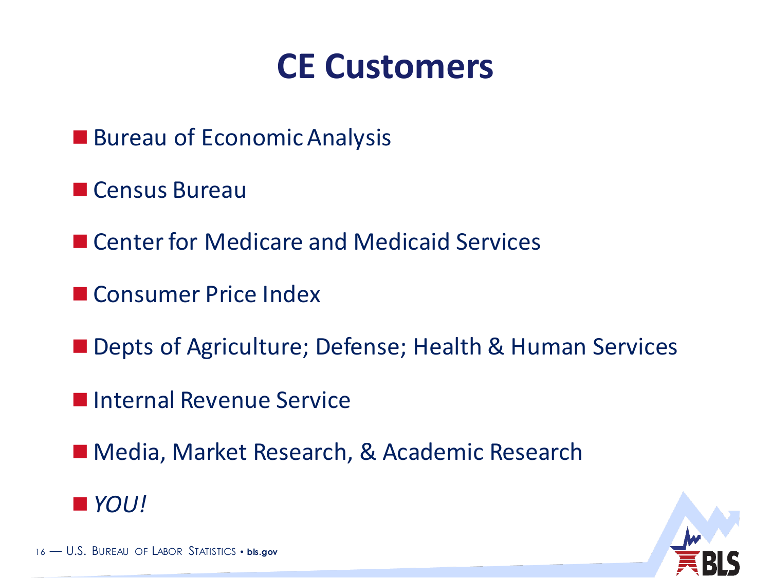# CE Customers

- Bureau of Economic Analysis
- Census Bureau
- Center for Medicare and Medicaid Services
- Consumer Price Index
- Depts of Agriculture; Defense; Health & Human Services
- Internal Revenue Service
- Media, Market Research, & Academic Research
- *YOU!*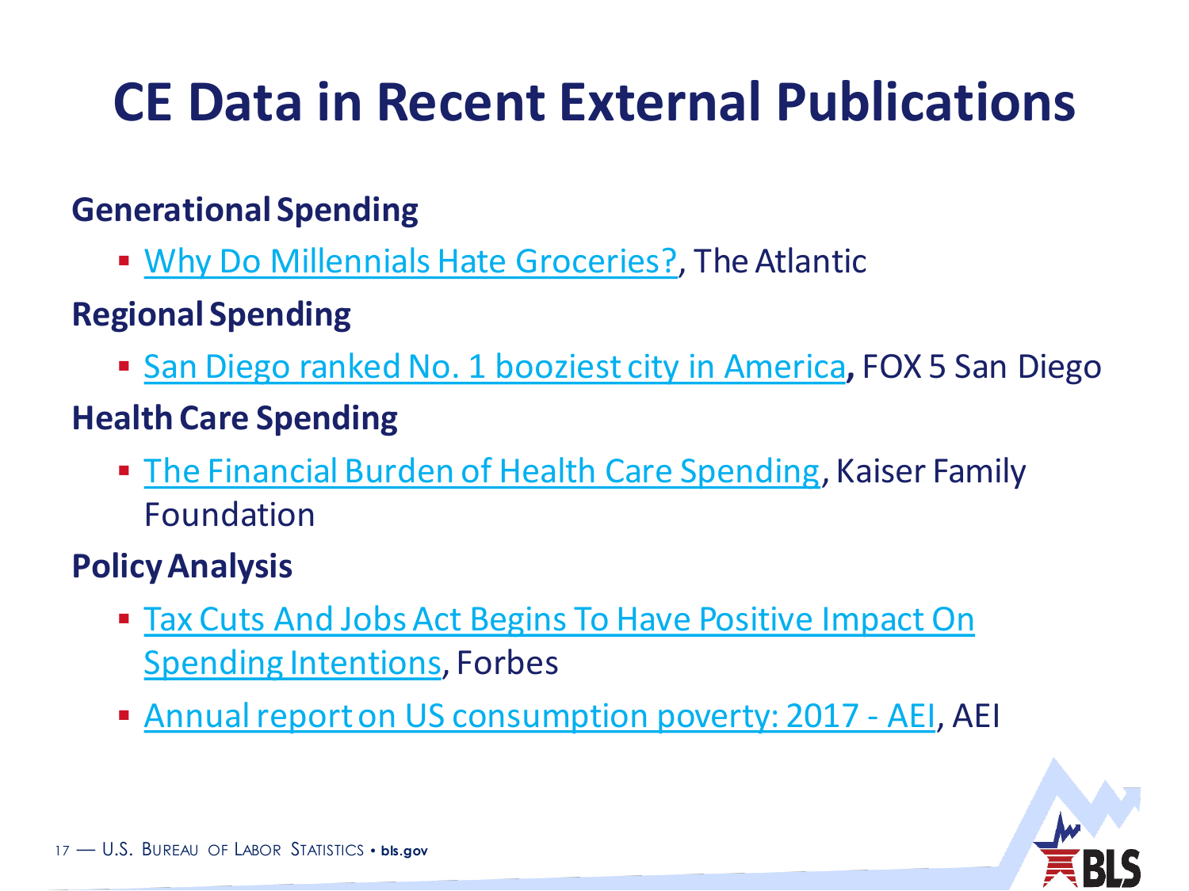# CE Data in Recent External Publications

**Generational Spending**

- Why Do Millennials Hate Groceries?, The Atlantic

**Regional Spending**

- San Diego ranked No. 1 booziest city in America**,** FOX 5 San Diego

**Health Care Spending**

- The Financial Burden of Health Care Spending, Kaiser Family Foundation

**Policy Analysis**

- Tax Cuts And Jobs Act Begins To Have Positive Impact On Spending Intentions, Forbes
- Annual report on US consumption poverty: 2017 - AEI, AEI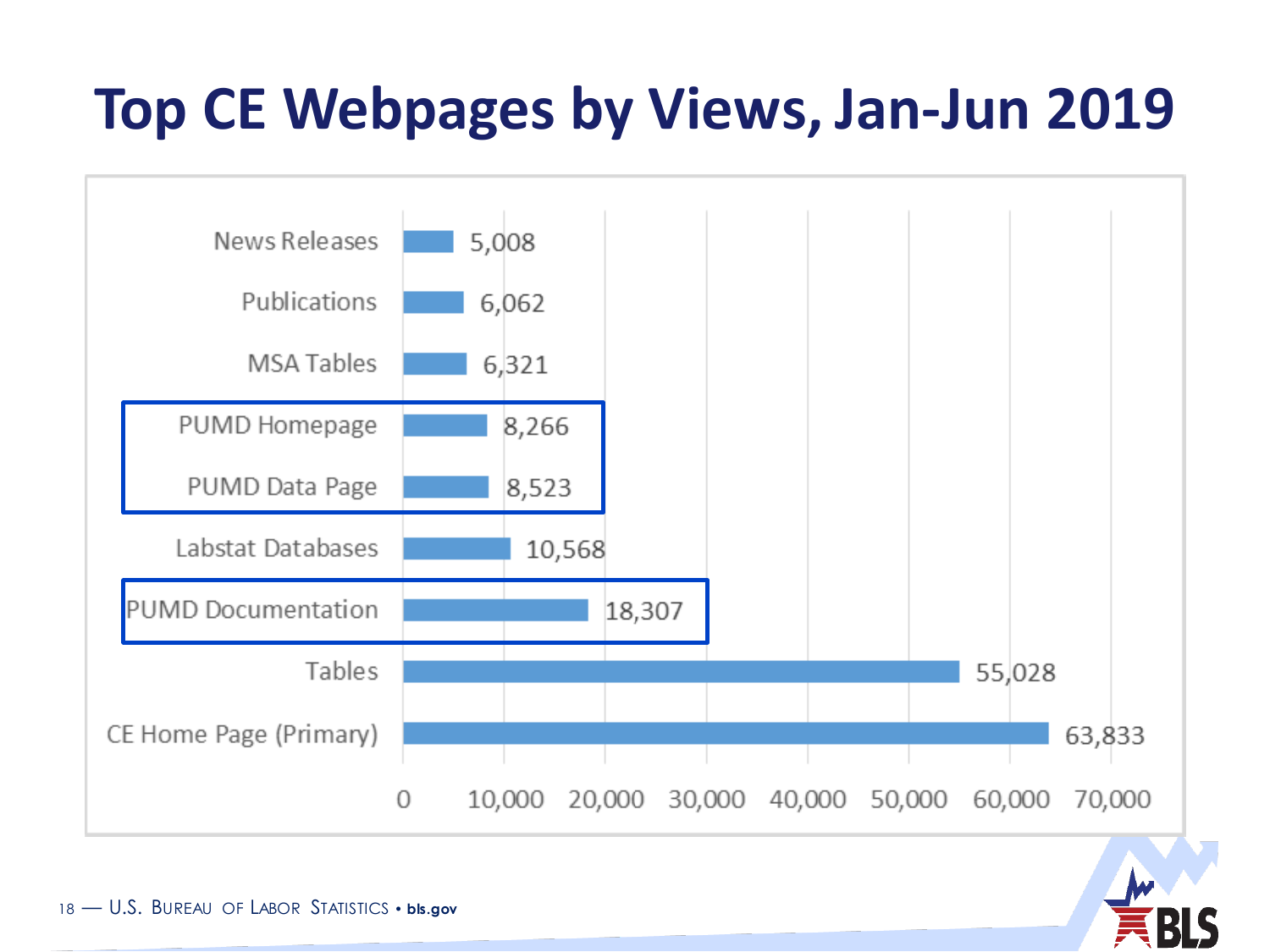# Top CE Webpages by Views, Jan-Jun 2019

| Webpage | Views |
|---|---|
| News Releases | 5,008 |
| Publications | 6,062 |
| MSA Tables | 6,321 |
| PUMD Homepage | 8,266 |
| PUMD Data Page | 8,523 |
| Labstat Databases | 10,568 |
| PUMD Documentation | 18,307 |
| Tables | 55,028 |
| CE Home Page (Primary) | 63,833 |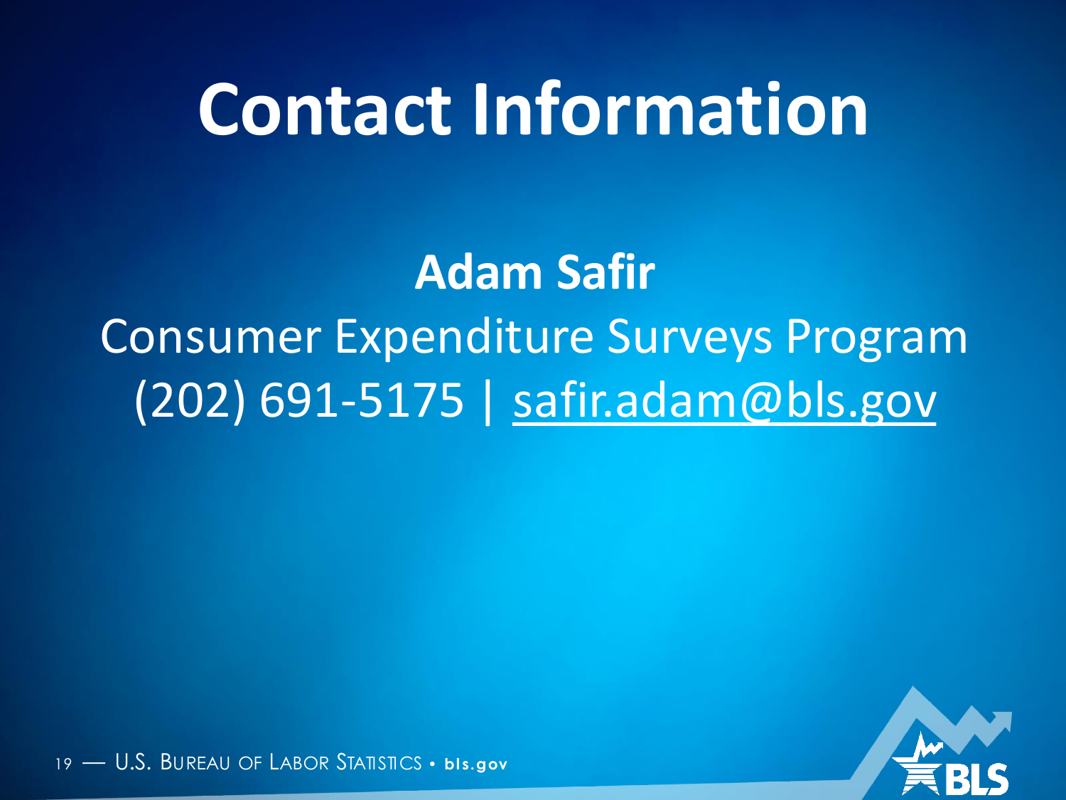# Contact Information

**Adam Safir**

Consumer Expenditure Surveys Program

(202) 691-5175 | safir.adam@bls.gov